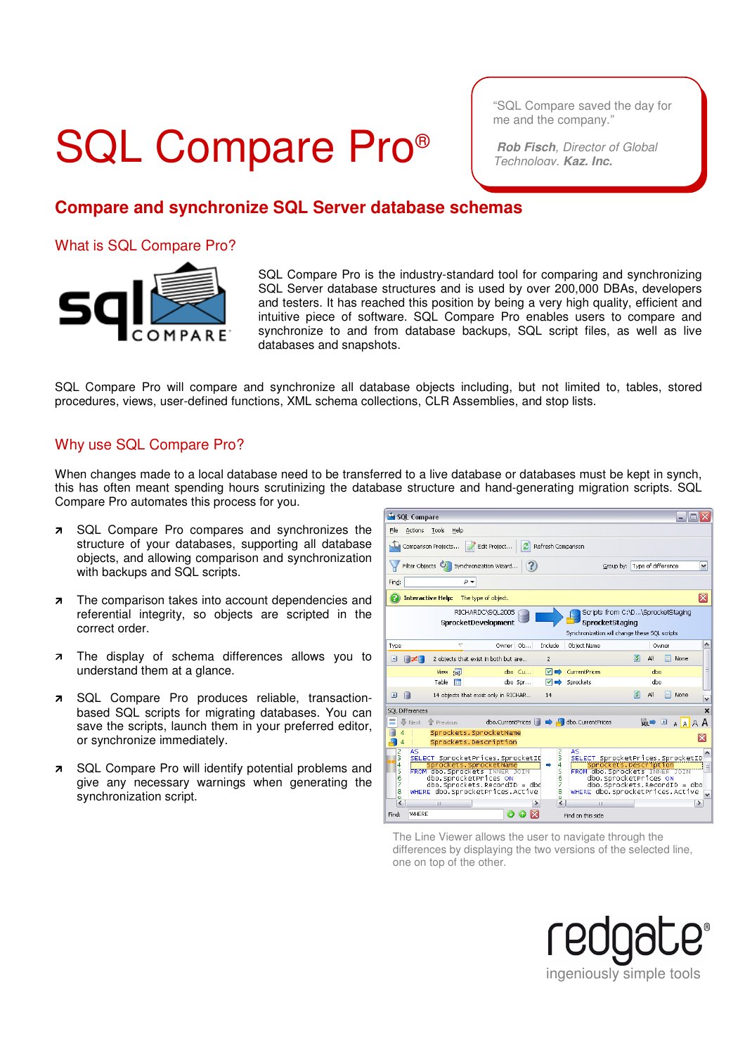# SQL Compare Pro®

> "SQL Compare saved the day for me and the company."
>
> ***Rob Fisch**, Director of Global Technology, **Kaz. Inc.***

## Compare and synchronize SQL Server database schemas

### What is SQL Compare Pro?

SQL Compare Pro is the industry-standard tool for comparing and synchronizing SQL Server database structures and is used by over 200,000 DBAs, developers and testers. It has reached this position by being a very high quality, efficient and intuitive piece of software. SQL Compare Pro enables users to compare and synchronize to and from database backups, SQL script files, as well as live databases and snapshots.

SQL Compare Pro will compare and synchronize all database objects including, but not limited to, tables, stored procedures, views, user-defined functions, XML schema collections, CLR Assemblies, and stop lists.

### Why use SQL Compare Pro?

When changes made to a local database need to be transferred to a live database or databases must be kept in synch, this has often meant spending hours scrutinizing the database structure and hand-generating migration scripts. SQL Compare Pro automates this process for you.

- SQL Compare Pro compares and synchronizes the structure of your databases, supporting all database objects, and allowing comparison and synchronization with backups and SQL scripts.
- The comparison takes into account dependencies and referential integrity, so objects are scripted in the correct order.
- The display of schema differences allows you to understand them at a glance.
- SQL Compare Pro produces reliable, transaction-based SQL scripts for migrating databases. You can save the scripts, launch them in your preferred editor, or synchronize immediately.
- SQL Compare Pro will identify potential problems and give any necessary warnings when generating the synchronization script.

The Line Viewer allows the user to navigate through the differences by displaying the two versions of the selected line, one on top of the other.

redgate® ingeniously simple tools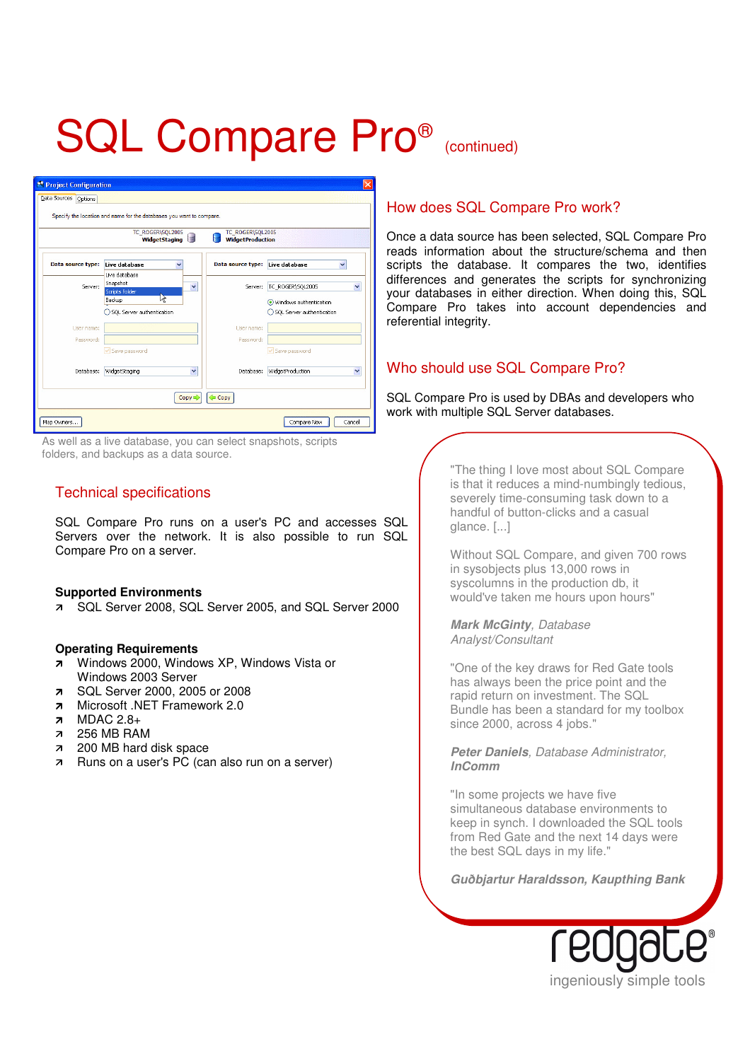# SQL Compare Pro® (continued)

As well as a live database, you can select snapshots, scripts folders, and backups as a data source.

## How does SQL Compare Pro work?

Once a data source has been selected, SQL Compare Pro reads information about the structure/schema and then scripts the database. It compares the two, identifies differences and generates the scripts for synchronizing your databases in either direction. When doing this, SQL Compare Pro takes into account dependencies and referential integrity.

## Who should use SQL Compare Pro?

SQL Compare Pro is used by DBAs and developers who work with multiple SQL Server databases.

## Technical specifications

SQL Compare Pro runs on a user's PC and accesses SQL Servers over the network. It is also possible to run SQL Compare Pro on a server.

**Supported Environments**

- SQL Server 2008, SQL Server 2005, and SQL Server 2000

**Operating Requirements**

- Windows 2000, Windows XP, Windows Vista or Windows 2003 Server
- SQL Server 2000, 2005 or 2008
- Microsoft .NET Framework 2.0
- MDAC 2.8+
- 256 MB RAM
- 200 MB hard disk space
- Runs on a user's PC (can also run on a server)

"The thing I love most about SQL Compare is that it reduces a mind-numbingly tedious, severely time-consuming task down to a handful of button-clicks and a casual glance. [...]

Without SQL Compare, and given 700 rows in sysobjects plus 13,000 rows in syscolumns in the production db, it would've taken me hours upon hours"

***Mark McGinty**, Database Analyst/Consultant*

"One of the key draws for Red Gate tools has always been the price point and the rapid return on investment. The SQL Bundle has been a standard for my toolbox since 2000, across 4 jobs."

***Peter Daniels**, Database Administrator, **InComm***

"In some projects we have five simultaneous database environments to keep in synch. I downloaded the SQL tools from Red Gate and the next 14 days were the best SQL days in my life."

***Guðbjartur Haraldsson, Kaupthing Bank***

redgate®
ingeniously simple tools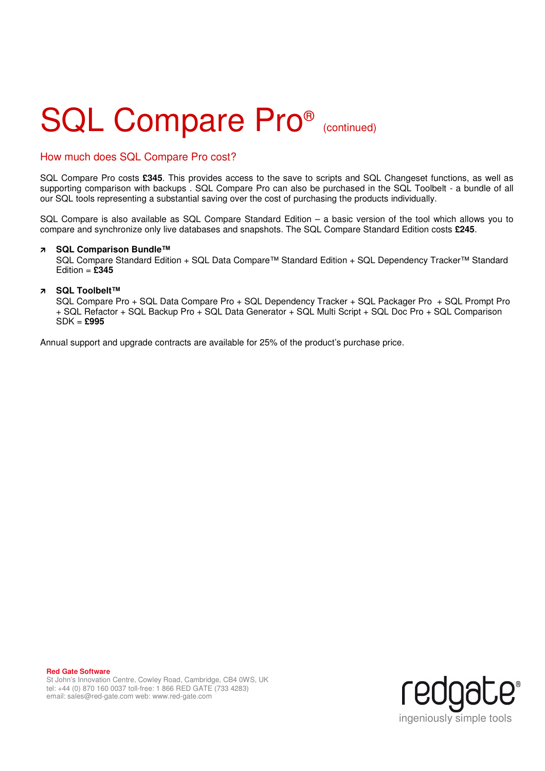# SQL Compare Pro® (continued)

## How much does SQL Compare Pro cost?

SQL Compare Pro costs **£345**. This provides access to the save to scripts and SQL Changeset functions, as well as supporting comparison with backups . SQL Compare Pro can also be purchased in the SQL Toolbelt - a bundle of all our SQL tools representing a substantial saving over the cost of purchasing the products individually.

SQL Compare is also available as SQL Compare Standard Edition – a basic version of the tool which allows you to compare and synchronize only live databases and snapshots. The SQL Compare Standard Edition costs **£245**.

- **SQL Comparison Bundle™**
  SQL Compare Standard Edition + SQL Data Compare™ Standard Edition + SQL Dependency Tracker™ Standard Edition = **£345**

- **SQL Toolbelt™**
  SQL Compare Pro + SQL Data Compare Pro + SQL Dependency Tracker + SQL Packager Pro + SQL Prompt Pro + SQL Refactor + SQL Backup Pro + SQL Data Generator + SQL Multi Script + SQL Doc Pro + SQL Comparison SDK = **£995**

Annual support and upgrade contracts are available for 25% of the product's purchase price.

**Red Gate Software**
St John's Innovation Centre, Cowley Road, Cambridge, CB4 0WS, UK
tel: +44 (0) 870 160 0037 toll-free: 1 866 RED GATE (733 4283)
email: sales@red-gate.com web: www.red-gate.com

redgate®
ingeniously simple tools